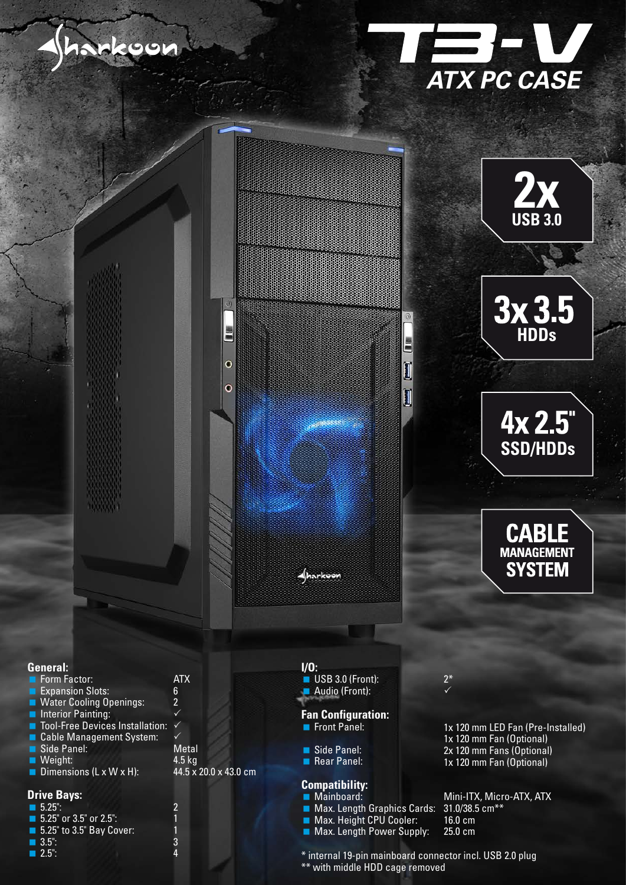# Sharkoon

# T3-V

## ATX PC CASE

**2x** USB 3.0

**3x 3.5** HDDs

**4x 2.5"** SSD/HDDs

**CABLE MANAGEMENT SYSTEM**

### General:

| | |
|---|---|
| Form Factor: | ATX |
| Expansion Slots: | 6 |
| Water Cooling Openings: | 2 |
| Interior Painting: | ✓ |
| Tool-Free Devices Installation: | ✓ |
| Cable Management System: | ✓ |
| Side Panel: | Metal |
| Weight: | 4.5 kg |
| Dimensions (L x W x H): | 44.5 x 20.0 x 43.0 cm |

### Drive Bays:

| | |
|---|---|
| 5.25": | 2 |
| 5.25" or 3.5" or 2.5": | 1 |
| 5.25" to 3.5" Bay Cover: | 1 |
| 3.5": | 3 |
| 2.5": | 4 |

### I/O:

| | |
|---|---|
| USB 3.0 (Front): | 2* |
| Audio (Front): | ✓ |

### Fan Configuration:

| | |
|---|---|
| Front Panel: | 1x 120 mm LED Fan (Pre-Installed)<br>1x 120 mm Fan (Optional) |
| Side Panel: | 2x 120 mm Fans (Optional) |
| Rear Panel: | 1x 120 mm Fan (Optional) |

### Compatibility:

| | |
|---|---|
| Mainboard: | Mini-ITX, Micro-ATX, ATX |
| Max. Length Graphics Cards: | 31.0/38.5 cm** |
| Max. Height CPU Cooler: | 16.0 cm |
| Max. Length Power Supply: | 25.0 cm |

\* internal 19-pin mainboard connector incl. USB 2.0 plug
** with middle HDD cage removed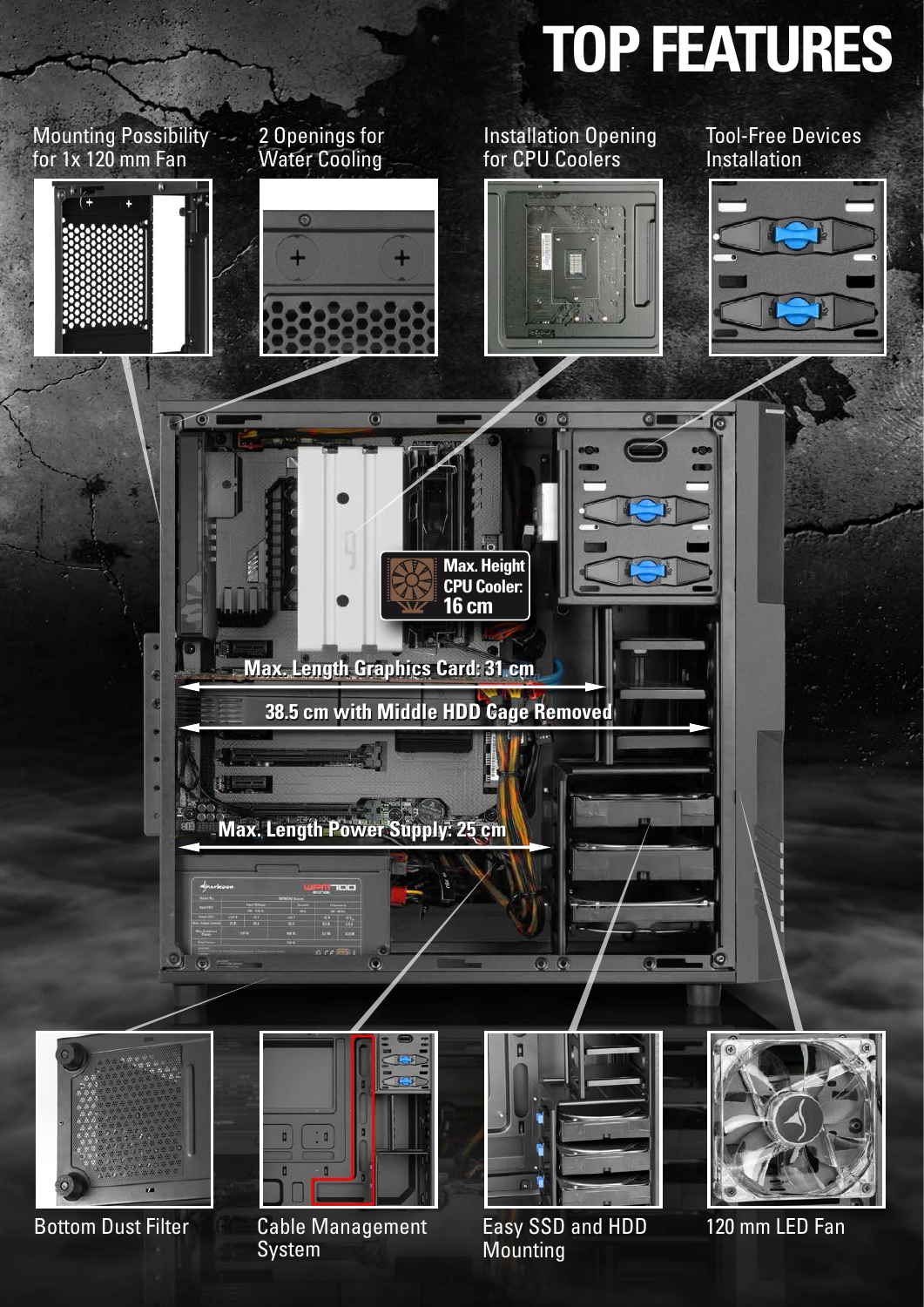# TOP FEATURES

Mounting Possibility for 1x 120 mm Fan

2 Openings for Water Cooling

Installation Opening for CPU Coolers

Tool-Free Devices Installation

**Max. Height CPU Cooler: 16 cm**

**Max. Length Graphics Card: 31 cm**

**38.5 cm with Middle HDD Cage Removed**

**Max. Length Power Supply: 25 cm**

Bottom Dust Filter

Cable Management System

Easy SSD and HDD Mounting

120 mm LED Fan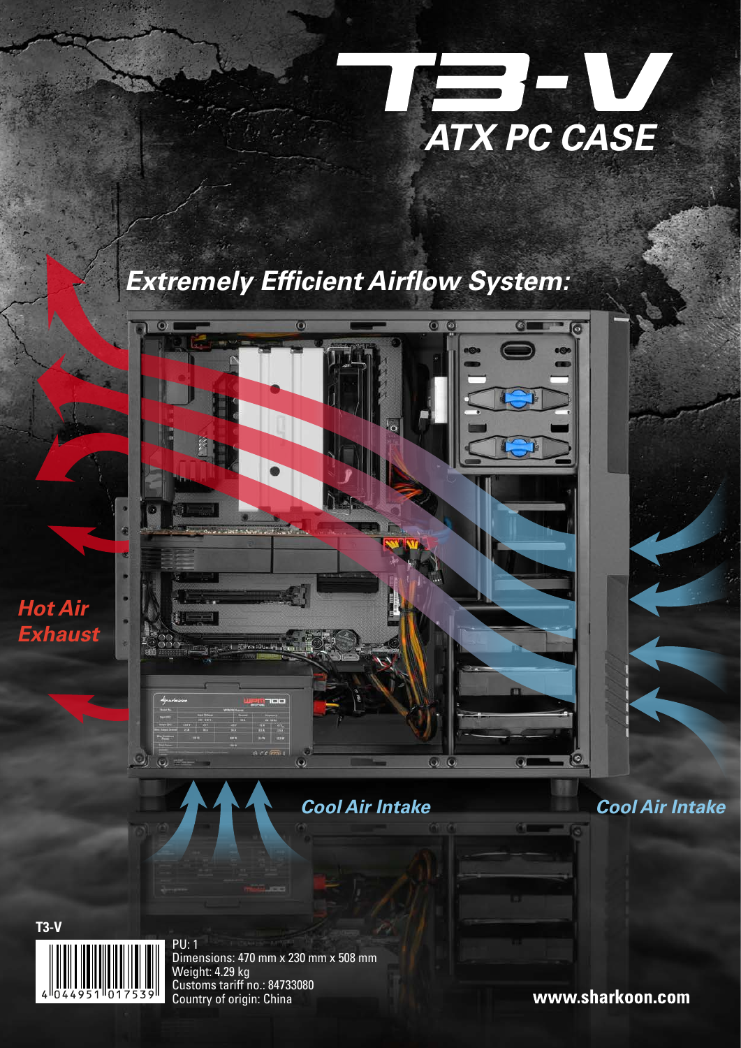# T3-V

## ATX PC CASE

***Extremely Efficient Airflow System:***

***Hot Air Exhaust***

***Cool Air Intake***

***Cool Air Intake***

**T3-V**

4 044951 017539

PU: 1
Dimensions: 470 mm x 230 mm x 508 mm
Weight: 4.29 kg
Customs tariff no.: 84733080
Country of origin: China

**www.sharkoon.com**